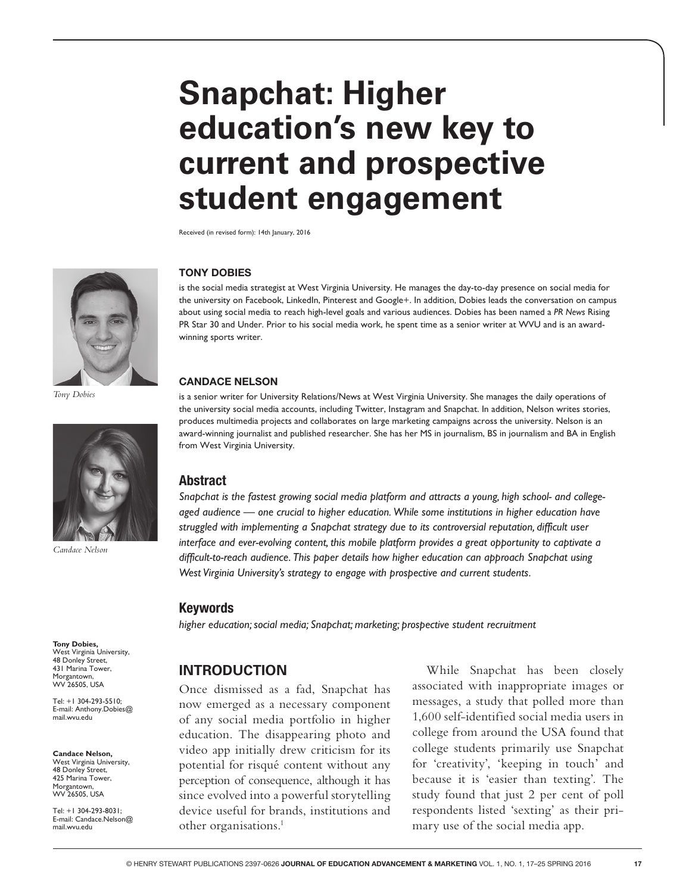# Snapchat: Higher education's new key to current and prospective student engagement

Received (in revised form): 14th January, 2016

### TONY DOBIES

is the social media strategist at West Virginia University. He manages the day-to-day presence on social media for the university on Facebook, LinkedIn, Pinterest and Google+. In addition, Dobies leads the conversation on campus about using social media to reach high-level goals and various audiences. Dobies has been named a *PR News* Rising PR Star 30 and Under. Prior to his social media work, he spent time as a senior writer at WVU and is an award-winning sports writer.

*Tony Dobies*

### CANDACE NELSON

is a senior writer for University Relations/News at West Virginia University. She manages the daily operations of the university social media accounts, including Twitter, Instagram and Snapchat. In addition, Nelson writes stories, produces multimedia projects and collaborates on large marketing campaigns across the university. Nelson is an award-winning journalist and published researcher. She has her MS in journalism, BS in journalism and BA in English from West Virginia University.

*Candace Nelson*

## Abstract

*Snapchat is the fastest growing social media platform and attracts a young, high school- and college-aged audience — one crucial to higher education. While some institutions in higher education have struggled with implementing a Snapchat strategy due to its controversial reputation, difficult user interface and ever-evolving content, this mobile platform provides a great opportunity to captivate a difficult-to-reach audience. This paper details how higher education can approach Snapchat using West Virginia University's strategy to engage with prospective and current students.*

## Keywords

*higher education; social media; Snapchat; marketing; prospective student recruitment*

**Tony Dobies,**
West Virginia University,
48 Donley Street,
431 Marina Tower,
Morgantown,
WV 26505, USA

Tel: +1 304-293-5510;
E-mail: Anthony.Dobies@mail.wvu.edu

**Candace Nelson,**
West Virginia University,
48 Donley Street,
425 Marina Tower,
Morgantown,
WV 26505, USA

Tel: +1 304-293-8031;
E-mail: Candace.Nelson@mail.wvu.edu

## INTRODUCTION

Once dismissed as a fad, Snapchat has now emerged as a necessary component of any social media portfolio in higher education. The disappearing photo and video app initially drew criticism for its potential for risqué content without any perception of consequence, although it has since evolved into a powerful storytelling device useful for brands, institutions and other organisations.[1]

While Snapchat has been closely associated with inappropriate images or messages, a study that polled more than 1,600 self-identified social media users in college from around the USA found that college students primarily use Snapchat for 'creativity', 'keeping in touch' and because it is 'easier than texting'. The study found that just 2 per cent of poll respondents listed 'sexting' as their primary use of the social media app.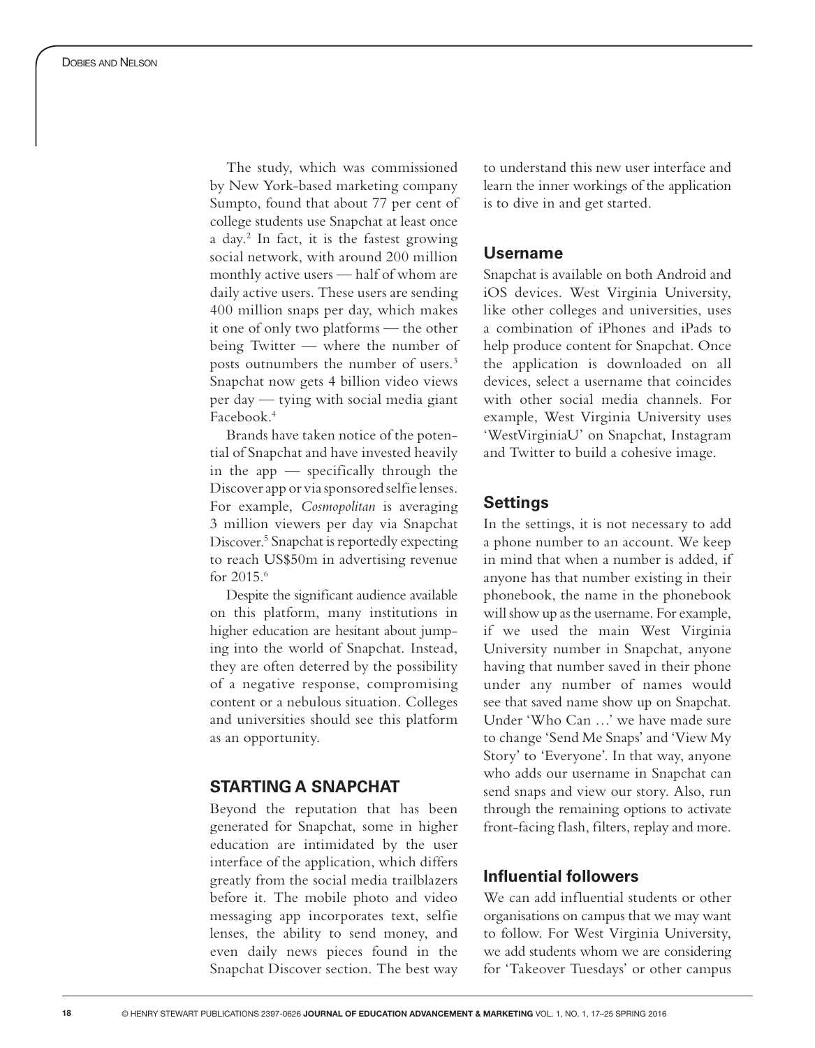The study, which was commissioned by New York-based marketing company Sumpto, found that about 77 per cent of college students use Snapchat at least once a day.[2] In fact, it is the fastest growing social network, with around 200 million monthly active users — half of whom are daily active users. These users are sending 400 million snaps per day, which makes it one of only two platforms — the other being Twitter — where the number of posts outnumbers the number of users.[3] Snapchat now gets 4 billion video views per day — tying with social media giant Facebook.[4]

Brands have taken notice of the potential of Snapchat and have invested heavily in the app — specifically through the Discover app or via sponsored selfie lenses. For example, *Cosmopolitan* is averaging 3 million viewers per day via Snapchat Discover.[5] Snapchat is reportedly expecting to reach US$50m in advertising revenue for 2015.[6]

Despite the significant audience available on this platform, many institutions in higher education are hesitant about jumping into the world of Snapchat. Instead, they are often deterred by the possibility of a negative response, compromising content or a nebulous situation. Colleges and universities should see this platform as an opportunity.

## STARTING A SNAPCHAT

Beyond the reputation that has been generated for Snapchat, some in higher education are intimidated by the user interface of the application, which differs greatly from the social media trailblazers before it. The mobile photo and video messaging app incorporates text, selfie lenses, the ability to send money, and even daily news pieces found in the Snapchat Discover section. The best way to understand this new user interface and learn the inner workings of the application is to dive in and get started.

### Username

Snapchat is available on both Android and iOS devices. West Virginia University, like other colleges and universities, uses a combination of iPhones and iPads to help produce content for Snapchat. Once the application is downloaded on all devices, select a username that coincides with other social media channels. For example, West Virginia University uses 'WestVirginiaU' on Snapchat, Instagram and Twitter to build a cohesive image.

### Settings

In the settings, it is not necessary to add a phone number to an account. We keep in mind that when a number is added, if anyone has that number existing in their phonebook, the name in the phonebook will show up as the username. For example, if we used the main West Virginia University number in Snapchat, anyone having that number saved in their phone under any number of names would see that saved name show up on Snapchat. Under 'Who Can …' we have made sure to change 'Send Me Snaps' and 'View My Story' to 'Everyone'. In that way, anyone who adds our username in Snapchat can send snaps and view our story. Also, run through the remaining options to activate front-facing flash, filters, replay and more.

### Influential followers

We can add influential students or other organisations on campus that we may want to follow. For West Virginia University, we add students whom we are considering for 'Takeover Tuesdays' or other campus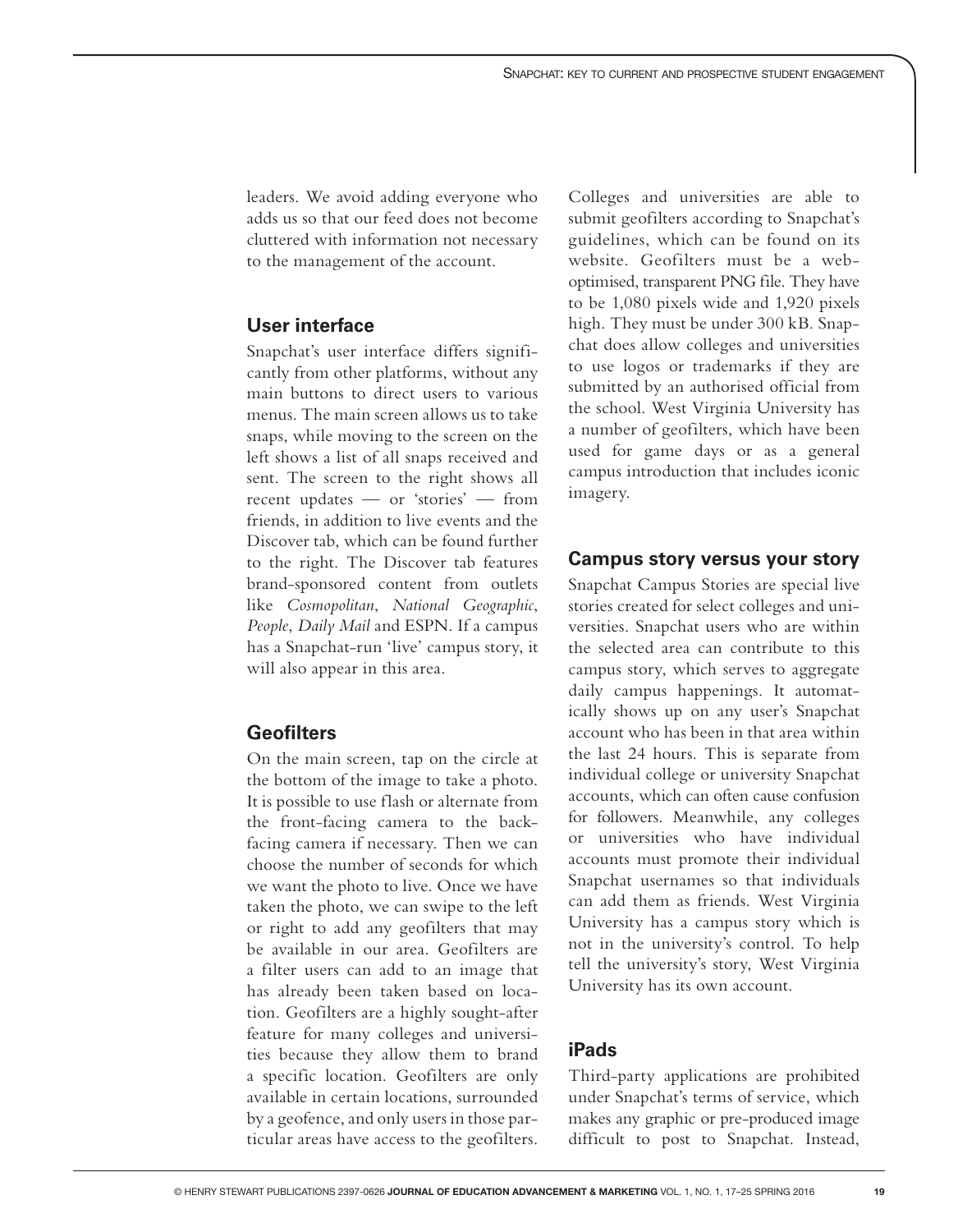leaders. We avoid adding everyone who adds us so that our feed does not become cluttered with information not necessary to the management of the account.

## User interface

Snapchat's user interface differs significantly from other platforms, without any main buttons to direct users to various menus. The main screen allows us to take snaps, while moving to the screen on the left shows a list of all snaps received and sent. The screen to the right shows all recent updates — or 'stories' — from friends, in addition to live events and the Discover tab, which can be found further to the right. The Discover tab features brand-sponsored content from outlets like *Cosmopolitan*, *National Geographic*, *People*, *Daily Mail* and ESPN. If a campus has a Snapchat-run 'live' campus story, it will also appear in this area.

## Geofilters

On the main screen, tap on the circle at the bottom of the image to take a photo. It is possible to use flash or alternate from the front-facing camera to the back-facing camera if necessary. Then we can choose the number of seconds for which we want the photo to live. Once we have taken the photo, we can swipe to the left or right to add any geofilters that may be available in our area. Geofilters are a filter users can add to an image that has already been taken based on location. Geofilters are a highly sought-after feature for many colleges and universities because they allow them to brand a specific location. Geofilters are only available in certain locations, surrounded by a geofence, and only users in those particular areas have access to the geofilters. Colleges and universities are able to submit geofilters according to Snapchat's guidelines, which can be found on its website. Geofilters must be a web-optimised, transparent PNG file. They have to be 1,080 pixels wide and 1,920 pixels high. They must be under 300 kB. Snapchat does allow colleges and universities to use logos or trademarks if they are submitted by an authorised official from the school. West Virginia University has a number of geofilters, which have been used for game days or as a general campus introduction that includes iconic imagery.

## Campus story versus your story

Snapchat Campus Stories are special live stories created for select colleges and universities. Snapchat users who are within the selected area can contribute to this campus story, which serves to aggregate daily campus happenings. It automatically shows up on any user's Snapchat account who has been in that area within the last 24 hours. This is separate from individual college or university Snapchat accounts, which can often cause confusion for followers. Meanwhile, any colleges or universities who have individual accounts must promote their individual Snapchat usernames so that individuals can add them as friends. West Virginia University has a campus story which is not in the university's control. To help tell the university's story, West Virginia University has its own account.

## iPads

Third-party applications are prohibited under Snapchat's terms of service, which makes any graphic or pre-produced image difficult to post to Snapchat. Instead,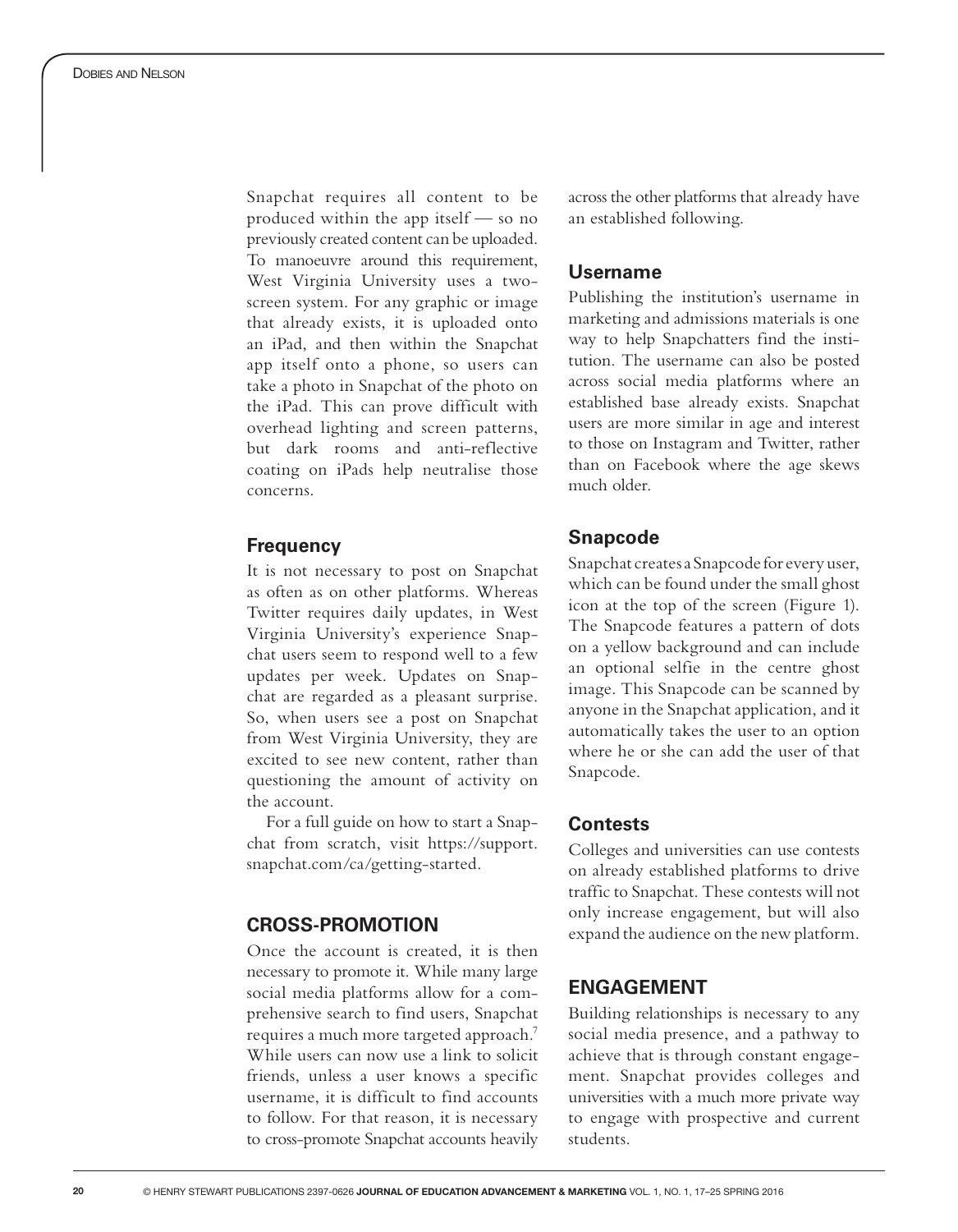Snapchat requires all content to be produced within the app itself — so no previously created content can be uploaded. To manoeuvre around this requirement, West Virginia University uses a two-screen system. For any graphic or image that already exists, it is uploaded onto an iPad, and then within the Snapchat app itself onto a phone, so users can take a photo in Snapchat of the photo on the iPad. This can prove difficult with overhead lighting and screen patterns, but dark rooms and anti-reflective coating on iPads help neutralise those concerns.

### Frequency

It is not necessary to post on Snapchat as often as on other platforms. Whereas Twitter requires daily updates, in West Virginia University's experience Snapchat users seem to respond well to a few updates per week. Updates on Snapchat are regarded as a pleasant surprise. So, when users see a post on Snapchat from West Virginia University, they are excited to see new content, rather than questioning the amount of activity on the account.

For a full guide on how to start a Snapchat from scratch, visit https://support.snapchat.com/ca/getting-started.

## CROSS-PROMOTION

Once the account is created, it is then necessary to promote it. While many large social media platforms allow for a comprehensive search to find users, Snapchat requires a much more targeted approach.[7] While users can now use a link to solicit friends, unless a user knows a specific username, it is difficult to find accounts to follow. For that reason, it is necessary to cross-promote Snapchat accounts heavily across the other platforms that already have an established following.

### Username

Publishing the institution's username in marketing and admissions materials is one way to help Snapchatters find the institution. The username can also be posted across social media platforms where an established base already exists. Snapchat users are more similar in age and interest to those on Instagram and Twitter, rather than on Facebook where the age skews much older.

### Snapcode

Snapchat creates a Snapcode for every user, which can be found under the small ghost icon at the top of the screen (Figure 1). The Snapcode features a pattern of dots on a yellow background and can include an optional selfie in the centre ghost image. This Snapcode can be scanned by anyone in the Snapchat application, and it automatically takes the user to an option where he or she can add the user of that Snapcode.

### Contests

Colleges and universities can use contests on already established platforms to drive traffic to Snapchat. These contests will not only increase engagement, but will also expand the audience on the new platform.

## ENGAGEMENT

Building relationships is necessary to any social media presence, and a pathway to achieve that is through constant engagement. Snapchat provides colleges and universities with a much more private way to engage with prospective and current students.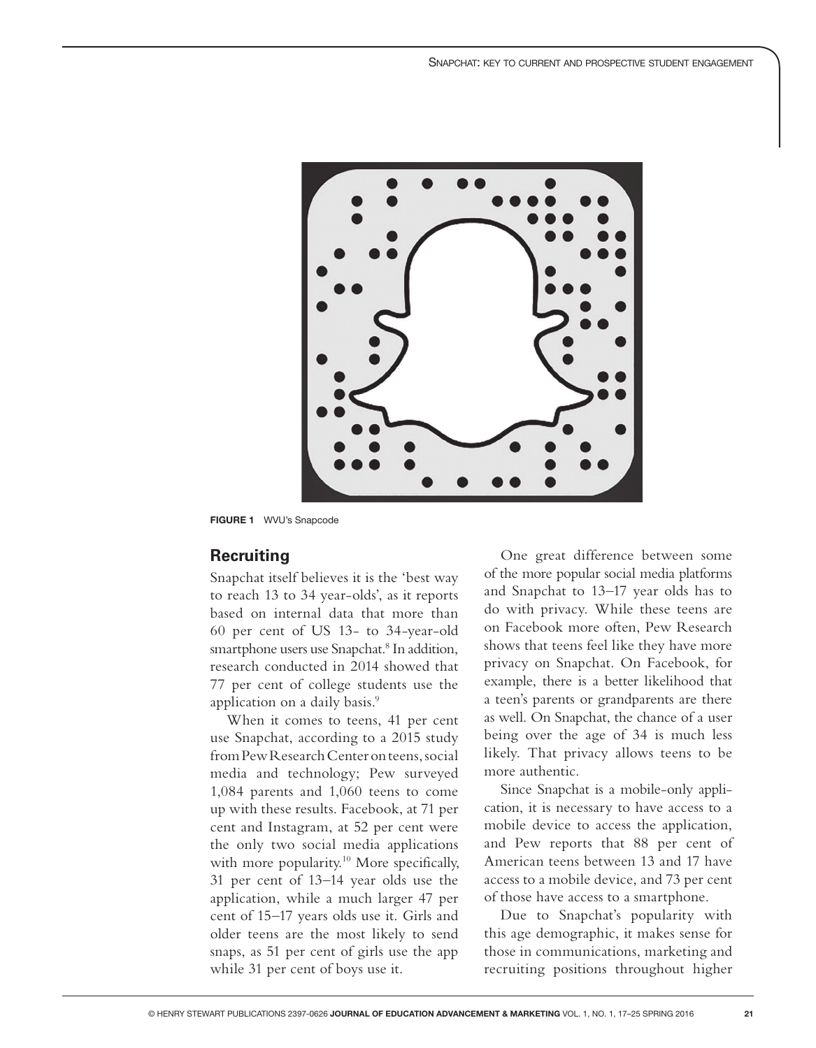**FIGURE 1** WVU's Snapcode

## Recruiting

Snapchat itself believes it is the 'best way to reach 13 to 34 year-olds', as it reports based on internal data that more than 60 per cent of US 13- to 34-year-old smartphone users use Snapchat.[8] In addition, research conducted in 2014 showed that 77 per cent of college students use the application on a daily basis.[9]

When it comes to teens, 41 per cent use Snapchat, according to a 2015 study from Pew Research Center on teens, social media and technology; Pew surveyed 1,084 parents and 1,060 teens to come up with these results. Facebook, at 71 per cent and Instagram, at 52 per cent were the only two social media applications with more popularity.[10] More specifically, 31 per cent of 13–14 year olds use the application, while a much larger 47 per cent of 15–17 years olds use it. Girls and older teens are the most likely to send snaps, as 51 per cent of girls use the app while 31 per cent of boys use it.

One great difference between some of the more popular social media platforms and Snapchat to 13–17 year olds has to do with privacy. While these teens are on Facebook more often, Pew Research shows that teens feel like they have more privacy on Snapchat. On Facebook, for example, there is a better likelihood that a teen's parents or grandparents are there as well. On Snapchat, the chance of a user being over the age of 34 is much less likely. That privacy allows teens to be more authentic.

Since Snapchat is a mobile-only application, it is necessary to have access to a mobile device to access the application, and Pew reports that 88 per cent of American teens between 13 and 17 have access to a mobile device, and 73 per cent of those have access to a smartphone.

Due to Snapchat's popularity with this age demographic, it makes sense for those in communications, marketing and recruiting positions throughout higher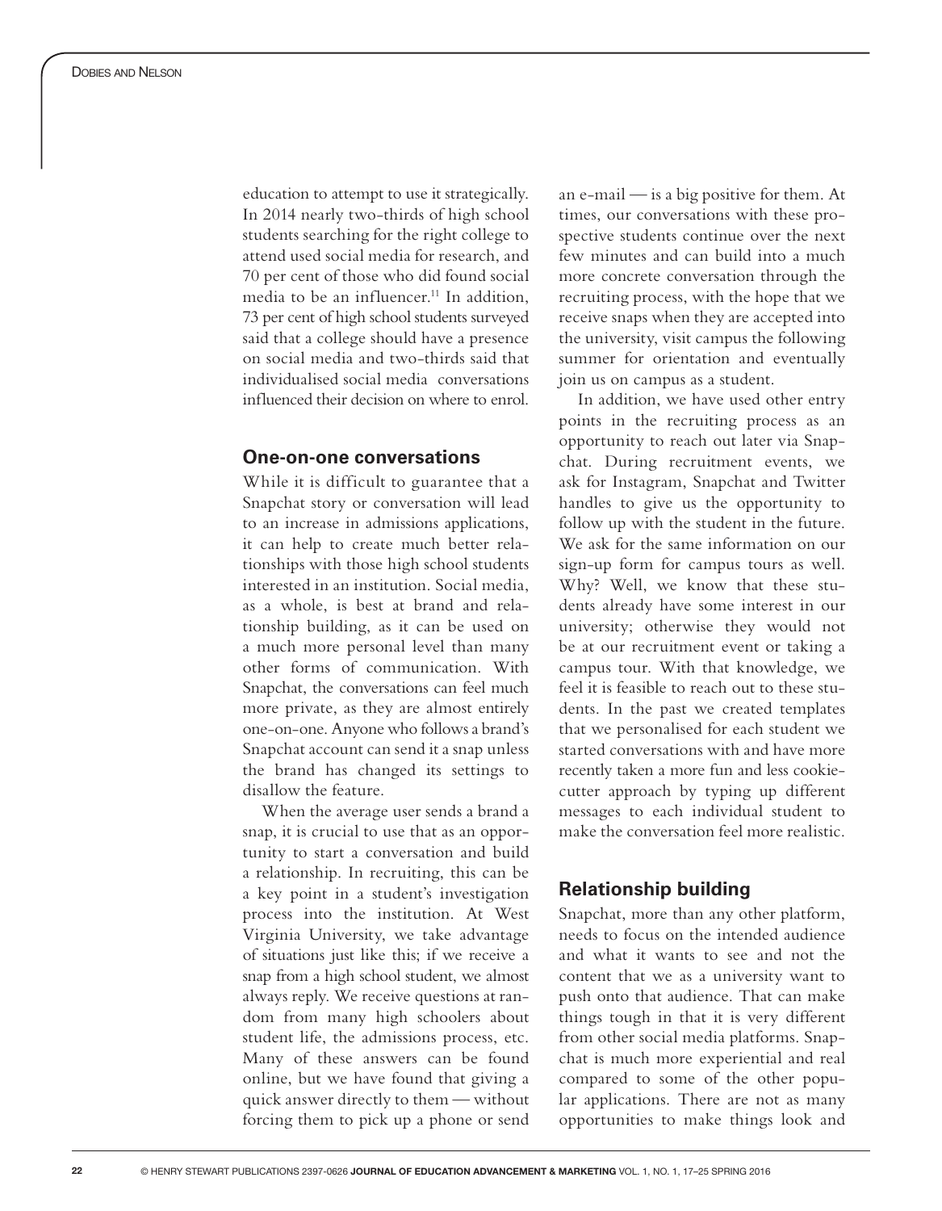education to attempt to use it strategically. In 2014 nearly two-thirds of high school students searching for the right college to attend used social media for research, and 70 per cent of those who did found social media to be an influencer.[11] In addition, 73 per cent of high school students surveyed said that a college should have a presence on social media and two-thirds said that individualised social media conversations influenced their decision on where to enrol.

## One-on-one conversations

While it is difficult to guarantee that a Snapchat story or conversation will lead to an increase in admissions applications, it can help to create much better relationships with those high school students interested in an institution. Social media, as a whole, is best at brand and relationship building, as it can be used on a much more personal level than many other forms of communication. With Snapchat, the conversations can feel much more private, as they are almost entirely one-on-one. Anyone who follows a brand's Snapchat account can send it a snap unless the brand has changed its settings to disallow the feature.

When the average user sends a brand a snap, it is crucial to use that as an opportunity to start a conversation and build a relationship. In recruiting, this can be a key point in a student's investigation process into the institution. At West Virginia University, we take advantage of situations just like this; if we receive a snap from a high school student, we almost always reply. We receive questions at random from many high schoolers about student life, the admissions process, etc. Many of these answers can be found online, but we have found that giving a quick answer directly to them — without forcing them to pick up a phone or send an e-mail — is a big positive for them. At times, our conversations with these prospective students continue over the next few minutes and can build into a much more concrete conversation through the recruiting process, with the hope that we receive snaps when they are accepted into the university, visit campus the following summer for orientation and eventually join us on campus as a student.

In addition, we have used other entry points in the recruiting process as an opportunity to reach out later via Snapchat. During recruitment events, we ask for Instagram, Snapchat and Twitter handles to give us the opportunity to follow up with the student in the future. We ask for the same information on our sign-up form for campus tours as well. Why? Well, we know that these students already have some interest in our university; otherwise they would not be at our recruitment event or taking a campus tour. With that knowledge, we feel it is feasible to reach out to these students. In the past we created templates that we personalised for each student we started conversations with and have more recently taken a more fun and less cookie-cutter approach by typing up different messages to each individual student to make the conversation feel more realistic.

## Relationship building

Snapchat, more than any other platform, needs to focus on the intended audience and what it wants to see and not the content that we as a university want to push onto that audience. That can make things tough in that it is very different from other social media platforms. Snapchat is much more experiential and real compared to some of the other popular applications. There are not as many opportunities to make things look and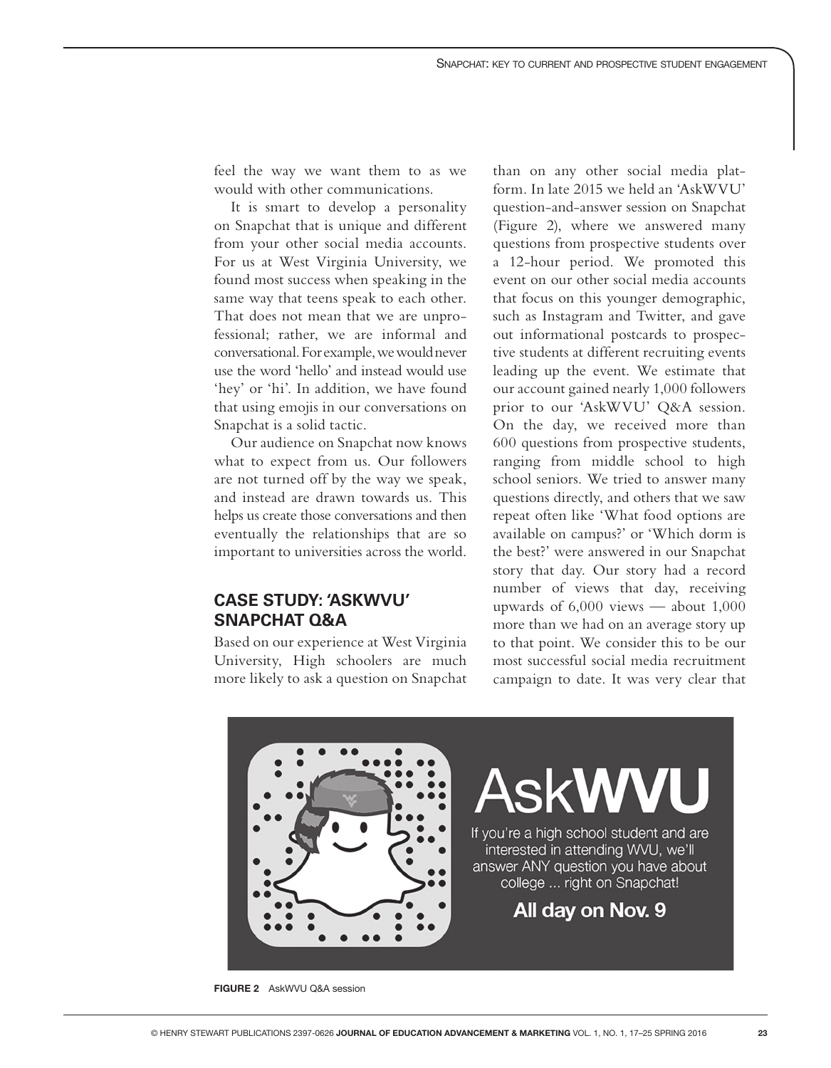feel the way we want them to as we would with other communications.

It is smart to develop a personality on Snapchat that is unique and different from your other social media accounts. For us at West Virginia University, we found most success when speaking in the same way that teens speak to each other. That does not mean that we are unprofessional; rather, we are informal and conversational. For example, we would never use the word 'hello' and instead would use 'hey' or 'hi'. In addition, we have found that using emojis in our conversations on Snapchat is a solid tactic.

Our audience on Snapchat now knows what to expect from us. Our followers are not turned off by the way we speak, and instead are drawn towards us. This helps us create those conversations and then eventually the relationships that are so important to universities across the world.

## CASE STUDY: 'ASKWVU' SNAPCHAT Q&A

Based on our experience at West Virginia University, High schoolers are much more likely to ask a question on Snapchat than on any other social media platform. In late 2015 we held an 'AskWVU' question-and-answer session on Snapchat (Figure 2), where we answered many questions from prospective students over a 12-hour period. We promoted this event on our other social media accounts that focus on this younger demographic, such as Instagram and Twitter, and gave out informational postcards to prospective students at different recruiting events leading up the event. We estimate that our account gained nearly 1,000 followers prior to our 'AskWVU' Q&A session. On the day, we received more than 600 questions from prospective students, ranging from middle school to high school seniors. We tried to answer many questions directly, and others that we saw repeat often like 'What food options are available on campus?' or 'Which dorm is the best?' were answered in our Snapchat story that day. Our story had a record number of views that day, receiving upwards of 6,000 views — about 1,000 more than we had on an average story up to that point. We consider this to be our most successful social media recruitment campaign to date. It was very clear that

AskWVU

If you're a high school student and are interested in attending WVU, we'll answer ANY question you have about college ... right on Snapchat!

All day on Nov. 9

**FIGURE 2** AskWVU Q&A session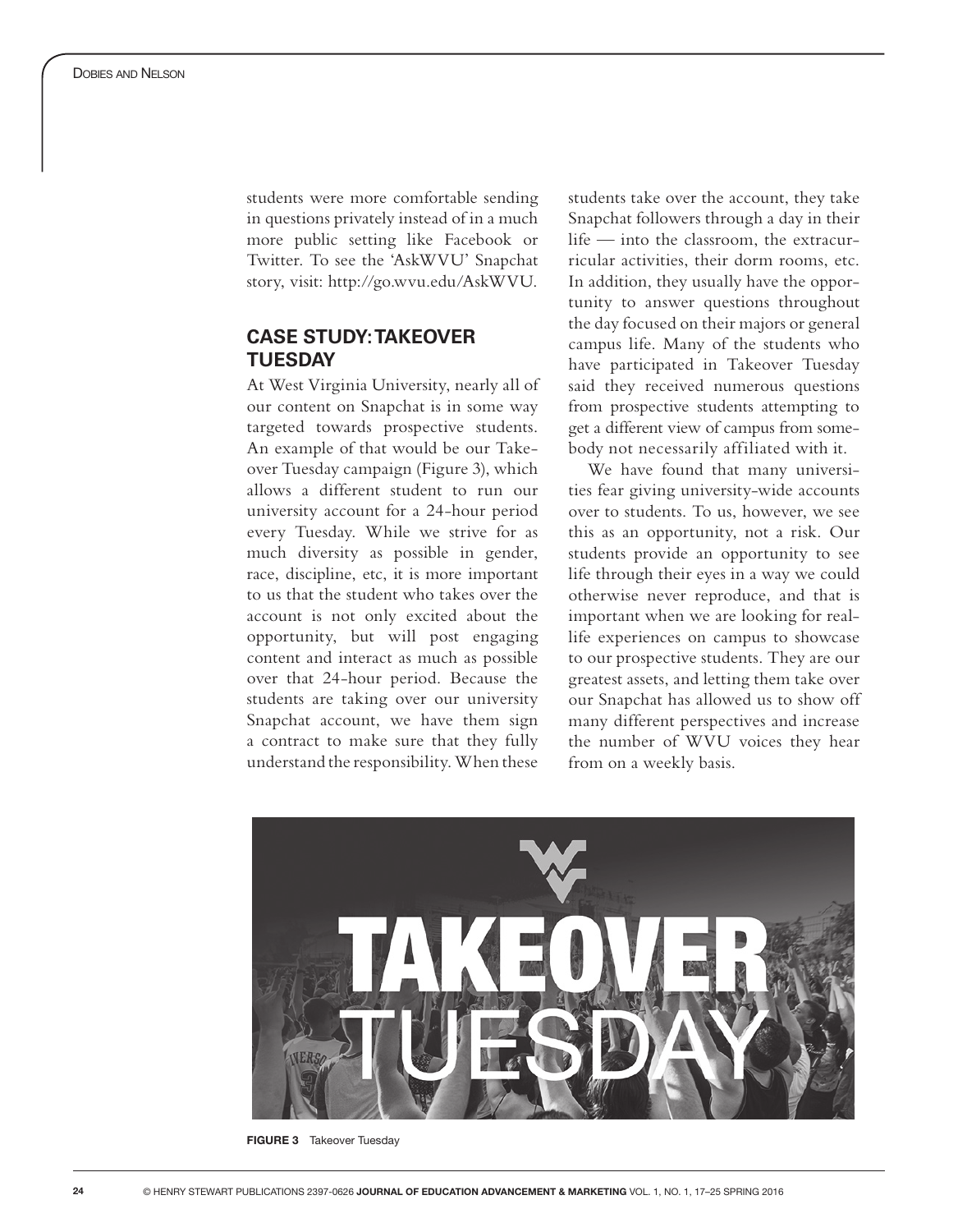students were more comfortable sending in questions privately instead of in a much more public setting like Facebook or Twitter. To see the 'AskWVU' Snapchat story, visit: http://go.wvu.edu/AskWVU.

## CASE STUDY: TAKEOVER TUESDAY

At West Virginia University, nearly all of our content on Snapchat is in some way targeted towards prospective students. An example of that would be our Takeover Tuesday campaign (Figure 3), which allows a different student to run our university account for a 24-hour period every Tuesday. While we strive for as much diversity as possible in gender, race, discipline, etc, it is more important to us that the student who takes over the account is not only excited about the opportunity, but will post engaging content and interact as much as possible over that 24-hour period. Because the students are taking over our university Snapchat account, we have them sign a contract to make sure that they fully understand the responsibility. When these students take over the account, they take Snapchat followers through a day in their life — into the classroom, the extracurricular activities, their dorm rooms, etc. In addition, they usually have the opportunity to answer questions throughout the day focused on their majors or general campus life. Many of the students who have participated in Takeover Tuesday said they received numerous questions from prospective students attempting to get a different view of campus from somebody not necessarily affiliated with it.

We have found that many universities fear giving university-wide accounts over to students. To us, however, we see this as an opportunity, not a risk. Our students provide an opportunity to see life through their eyes in a way we could otherwise never reproduce, and that is important when we are looking for real-life experiences on campus to showcase to our prospective students. They are our greatest assets, and letting them take over our Snapchat has allowed us to show off many different perspectives and increase the number of WVU voices they hear from on a weekly basis.

**FIGURE 3** Takeover Tuesday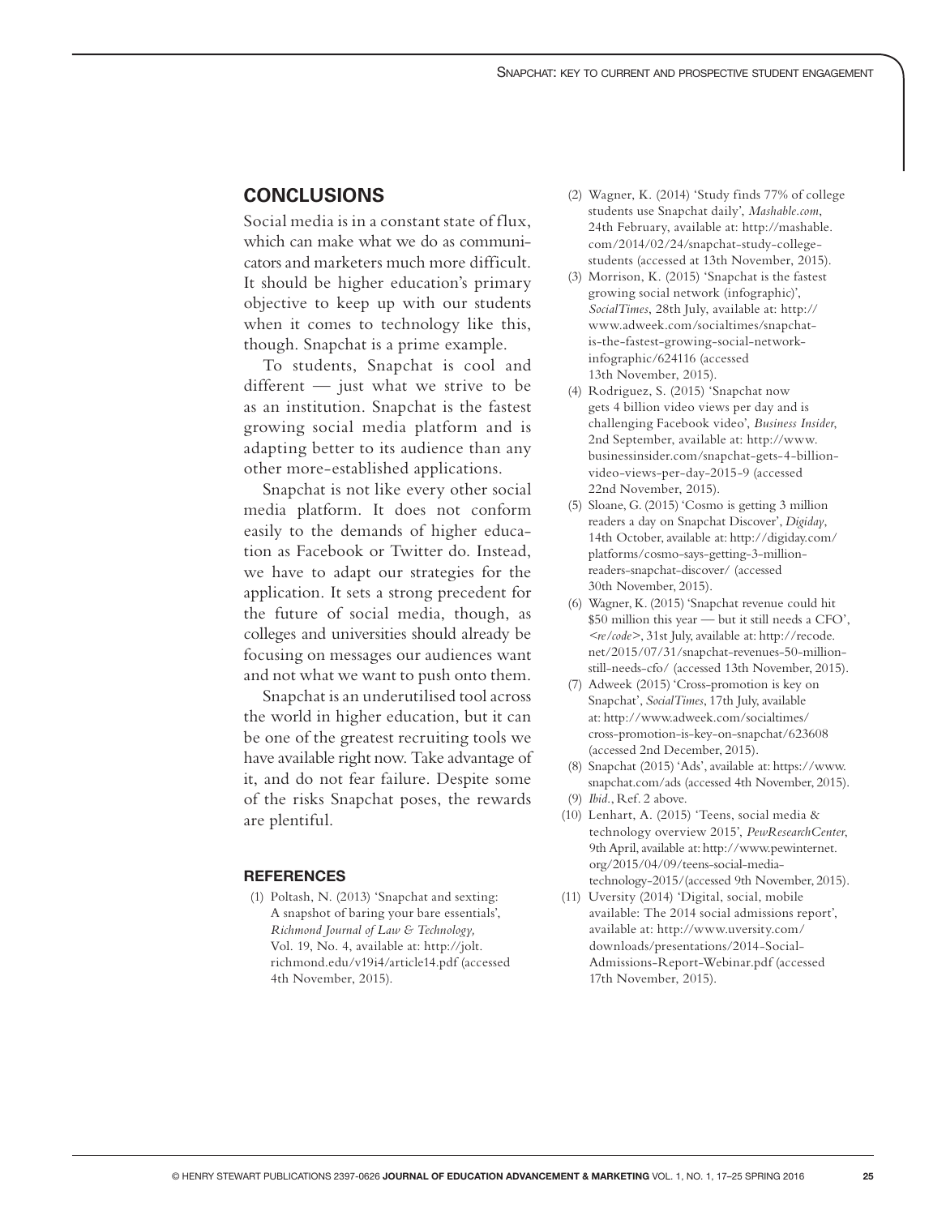## CONCLUSIONS

Social media is in a constant state of flux, which can make what we do as communicators and marketers much more difficult. It should be higher education's primary objective to keep up with our students when it comes to technology like this, though. Snapchat is a prime example.

To students, Snapchat is cool and different — just what we strive to be as an institution. Snapchat is the fastest growing social media platform and is adapting better to its audience than any other more-established applications.

Snapchat is not like every other social media platform. It does not conform easily to the demands of higher education as Facebook or Twitter do. Instead, we have to adapt our strategies for the application. It sets a strong precedent for the future of social media, though, as colleges and universities should already be focusing on messages our audiences want and not what we want to push onto them.

Snapchat is an underutilised tool across the world in higher education, but it can be one of the greatest recruiting tools we have available right now. Take advantage of it, and do not fear failure. Despite some of the risks Snapchat poses, the rewards are plentiful.

### REFERENCES

(1) Poltash, N. (2013) 'Snapchat and sexting: A snapshot of baring your bare essentials', *Richmond Journal of Law & Technology,* Vol. 19, No. 4, available at: http://jolt.richmond.edu/v19i4/article14.pdf (accessed 4th November, 2015).

(2) Wagner, K. (2014) 'Study finds 77% of college students use Snapchat daily', *Mashable.com*, 24th February, available at: http://mashable.com/2014/02/24/snapchat-study-college-students (accessed at 13th November, 2015).

(3) Morrison, K. (2015) 'Snapchat is the fastest growing social network (infographic)', *SocialTimes*, 28th July, available at: http://www.adweek.com/socialtimes/snapchat-is-the-fastest-growing-social-network-infographic/624116 (accessed 13th November, 2015).

(4) Rodriguez, S. (2015) 'Snapchat now gets 4 billion video views per day and is challenging Facebook video', *Business Insider*, 2nd September, available at: http://www.businessinsider.com/snapchat-gets-4-billion-video-views-per-day-2015-9 (accessed 22nd November, 2015).

(5) Sloane, G. (2015) 'Cosmo is getting 3 million readers a day on Snapchat Discover', *Digiday*, 14th October, available at: http://digiday.com/platforms/cosmo-says-getting-3-million-readers-snapchat-discover/ (accessed 30th November, 2015).

(6) Wagner, K. (2015) 'Snapchat revenue could hit $50 million this year — but it still needs a CFO', *<re/code>*, 31st July, available at: http://recode.net/2015/07/31/snapchat-revenues-50-million-still-needs-cfo/ (accessed 13th November, 2015).

(7) Adweek (2015) 'Cross-promotion is key on Snapchat', *SocialTimes*, 17th July, available at: http://www.adweek.com/socialtimes/cross-promotion-is-key-on-snapchat/623608 (accessed 2nd December, 2015).

(8) Snapchat (2015) 'Ads', available at: https://www.snapchat.com/ads (accessed 4th November, 2015).

(9) *Ibid.*, Ref. 2 above.

(10) Lenhart, A. (2015) 'Teens, social media & technology overview 2015', *PewResearchCenter*, 9th April, available at: http://www.pewinternet.org/2015/04/09/teens-social-media-technology-2015/(accessed 9th November, 2015).

(11) Uversity (2014) 'Digital, social, mobile available: The 2014 social admissions report', available at: http://www.uversity.com/downloads/presentations/2014-Social-Admissions-Report-Webinar.pdf (accessed 17th November, 2015).